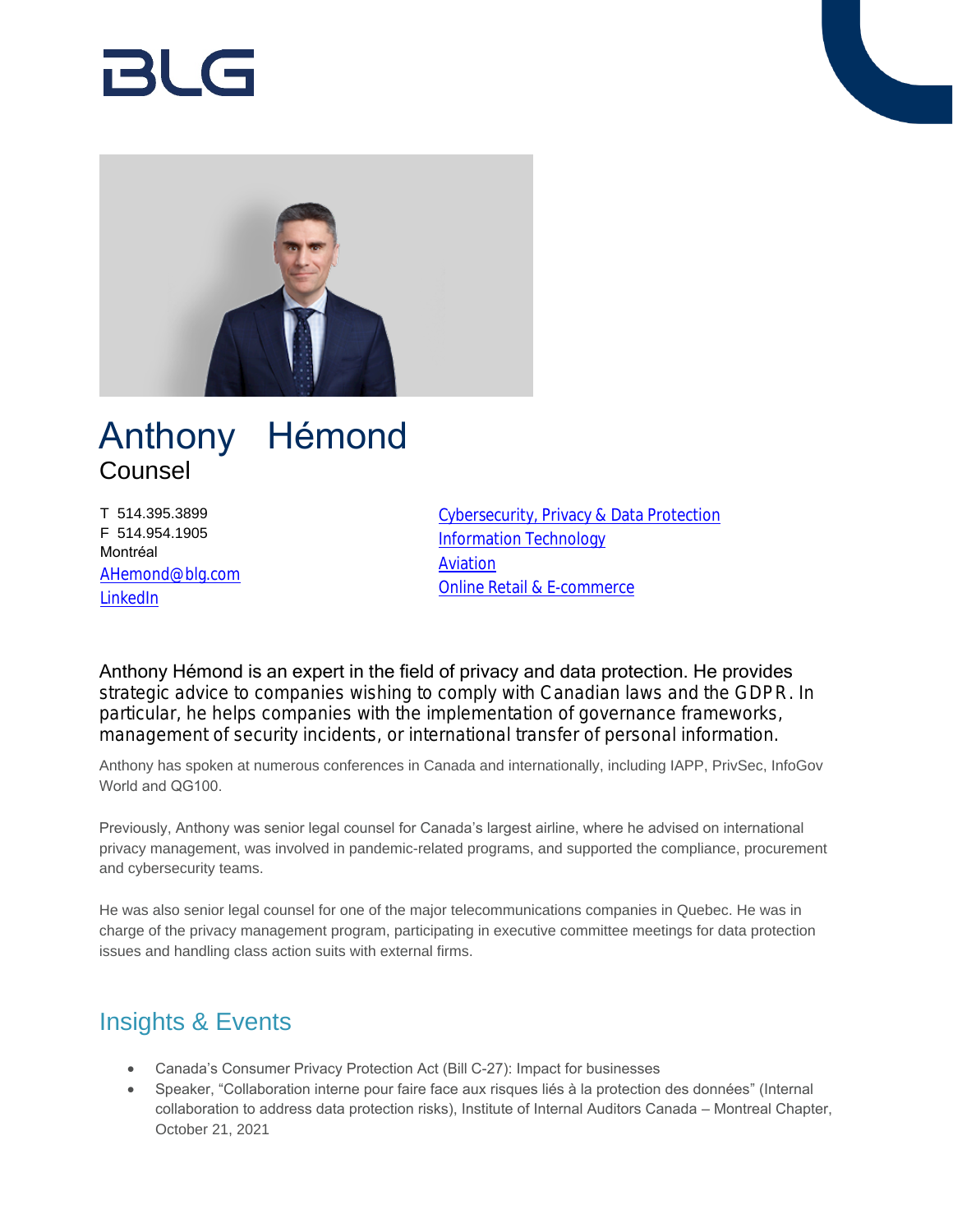# Anthony Hémond

Counsel

T 514.395.3899
F 514.954.1905
Montréal
AHemond@blg.com
LinkedIn

Cybersecurity, Privacy & Data Protection
Information Technology
Aviation
Online Retail & E-commerce

Anthony Hémond is an expert in the field of privacy and data protection. He provides strategic advice to companies wishing to comply with Canadian laws and the GDPR. In particular, he helps companies with the implementation of governance frameworks, management of security incidents, or international transfer of personal information.

Anthony has spoken at numerous conferences in Canada and internationally, including IAPP, PrivSec, InfoGov World and QG100.

Previously, Anthony was senior legal counsel for Canada's largest airline, where he advised on international privacy management, was involved in pandemic-related programs, and supported the compliance, procurement and cybersecurity teams.

He was also senior legal counsel for one of the major telecommunications companies in Quebec. He was in charge of the privacy management program, participating in executive committee meetings for data protection issues and handling class action suits with external firms.

## Insights & Events

- Canada's Consumer Privacy Protection Act (Bill C-27): Impact for businesses
- Speaker, "Collaboration interne pour faire face aux risques liés à la protection des données" (Internal collaboration to address data protection risks), Institute of Internal Auditors Canada – Montreal Chapter, October 21, 2021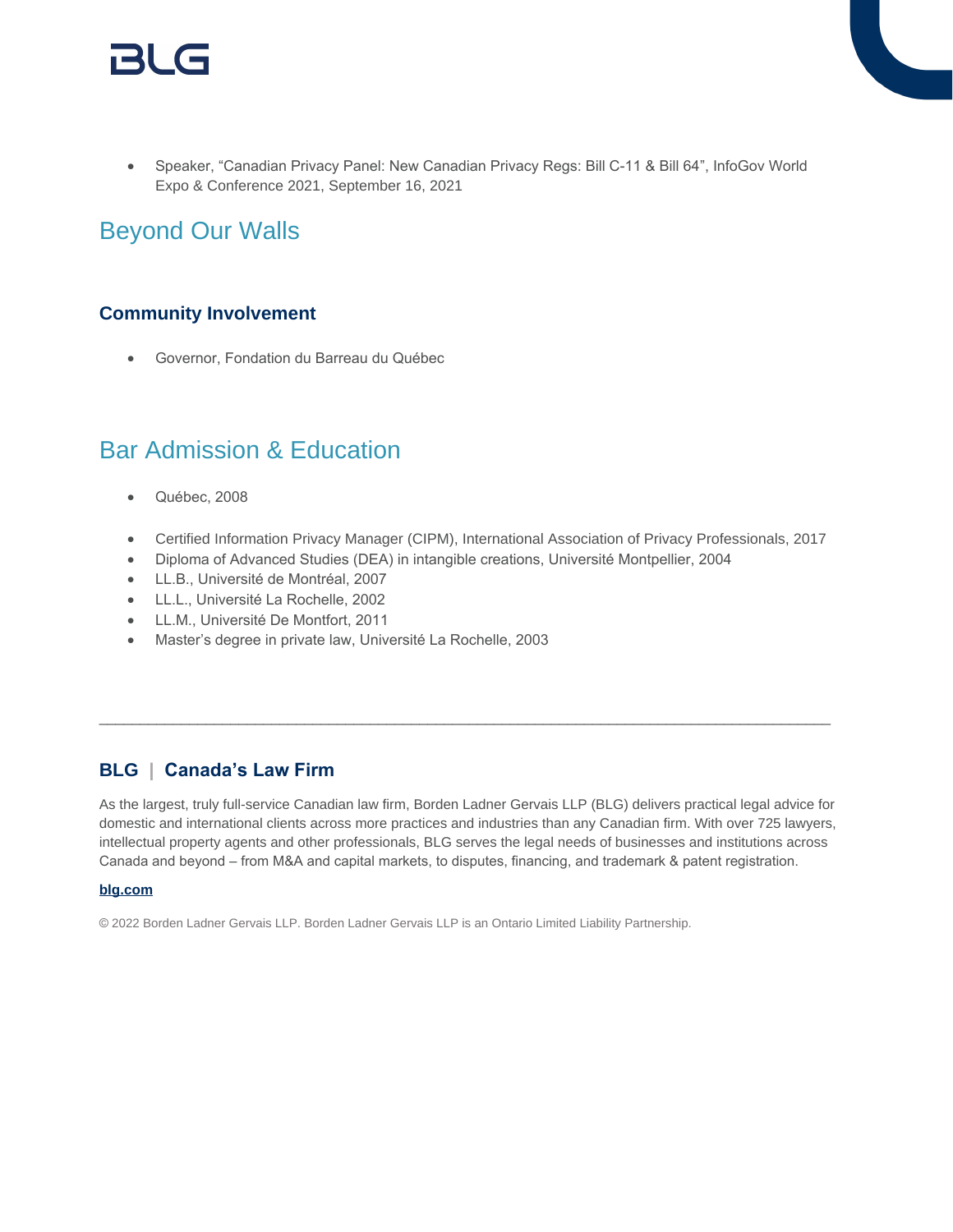- Speaker, "Canadian Privacy Panel: New Canadian Privacy Regs: Bill C-11 & Bill 64", InfoGov World Expo & Conference 2021, September 16, 2021

## Beyond Our Walls

### Community Involvement

- Governor, Fondation du Barreau du Québec

## Bar Admission & Education

- Québec, 2008

- Certified Information Privacy Manager (CIPM), International Association of Privacy Professionals, 2017
- Diploma of Advanced Studies (DEA) in intangible creations, Université Montpellier, 2004
- LL.B., Université de Montréal, 2007
- LL.L., Université La Rochelle, 2002
- LL.M., Université De Montfort, 2011
- Master's degree in private law, Université La Rochelle, 2003

---

### BLG | Canada's Law Firm

As the largest, truly full-service Canadian law firm, Borden Ladner Gervais LLP (BLG) delivers practical legal advice for domestic and international clients across more practices and industries than any Canadian firm. With over 725 lawyers, intellectual property agents and other professionals, BLG serves the legal needs of businesses and institutions across Canada and beyond – from M&A and capital markets, to disputes, financing, and trademark & patent registration.

**blg.com**

© 2022 Borden Ladner Gervais LLP. Borden Ladner Gervais LLP is an Ontario Limited Liability Partnership.